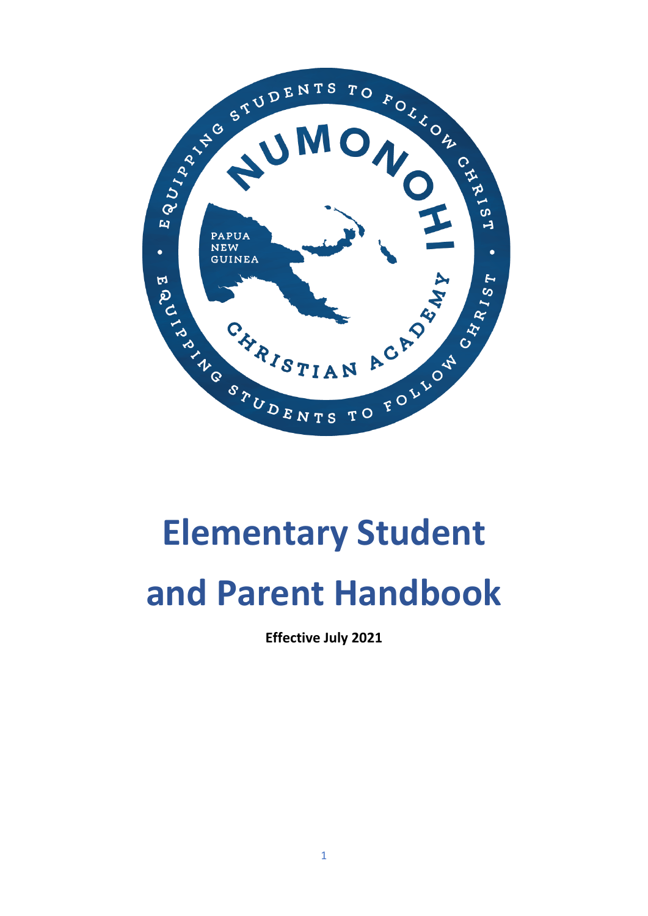# Elementary Student and Parent Handbook

**Effective July 2021**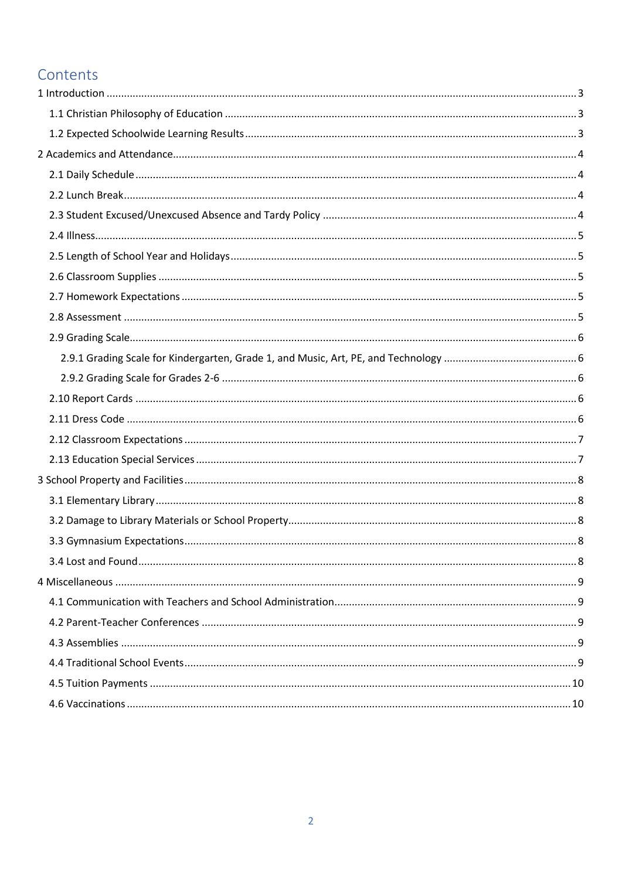# Contents

- 1 Introduction ... 3
  - 1.1 Christian Philosophy of Education ... 3
  - 1.2 Expected Schoolwide Learning Results ... 3
- 2 Academics and Attendance ... 4
  - 2.1 Daily Schedule ... 4
  - 2.2 Lunch Break ... 4
  - 2.3 Student Excused/Unexcused Absence and Tardy Policy ... 4
  - 2.4 Illness ... 5
  - 2.5 Length of School Year and Holidays ... 5
  - 2.6 Classroom Supplies ... 5
  - 2.7 Homework Expectations ... 5
  - 2.8 Assessment ... 5
  - 2.9 Grading Scale ... 6
    - 2.9.1 Grading Scale for Kindergarten, Grade 1, and Music, Art, PE, and Technology ... 6
    - 2.9.2 Grading Scale for Grades 2-6 ... 6
  - 2.10 Report Cards ... 6
  - 2.11 Dress Code ... 6
  - 2.12 Classroom Expectations ... 7
  - 2.13 Education Special Services ... 7
- 3 School Property and Facilities ... 8
  - 3.1 Elementary Library ... 8
  - 3.2 Damage to Library Materials or School Property ... 8
  - 3.3 Gymnasium Expectations ... 8
  - 3.4 Lost and Found ... 8
- 4 Miscellaneous ... 9
  - 4.1 Communication with Teachers and School Administration ... 9
  - 4.2 Parent-Teacher Conferences ... 9
  - 4.3 Assemblies ... 9
  - 4.4 Traditional School Events ... 9
  - 4.5 Tuition Payments ... 10
  - 4.6 Vaccinations ... 10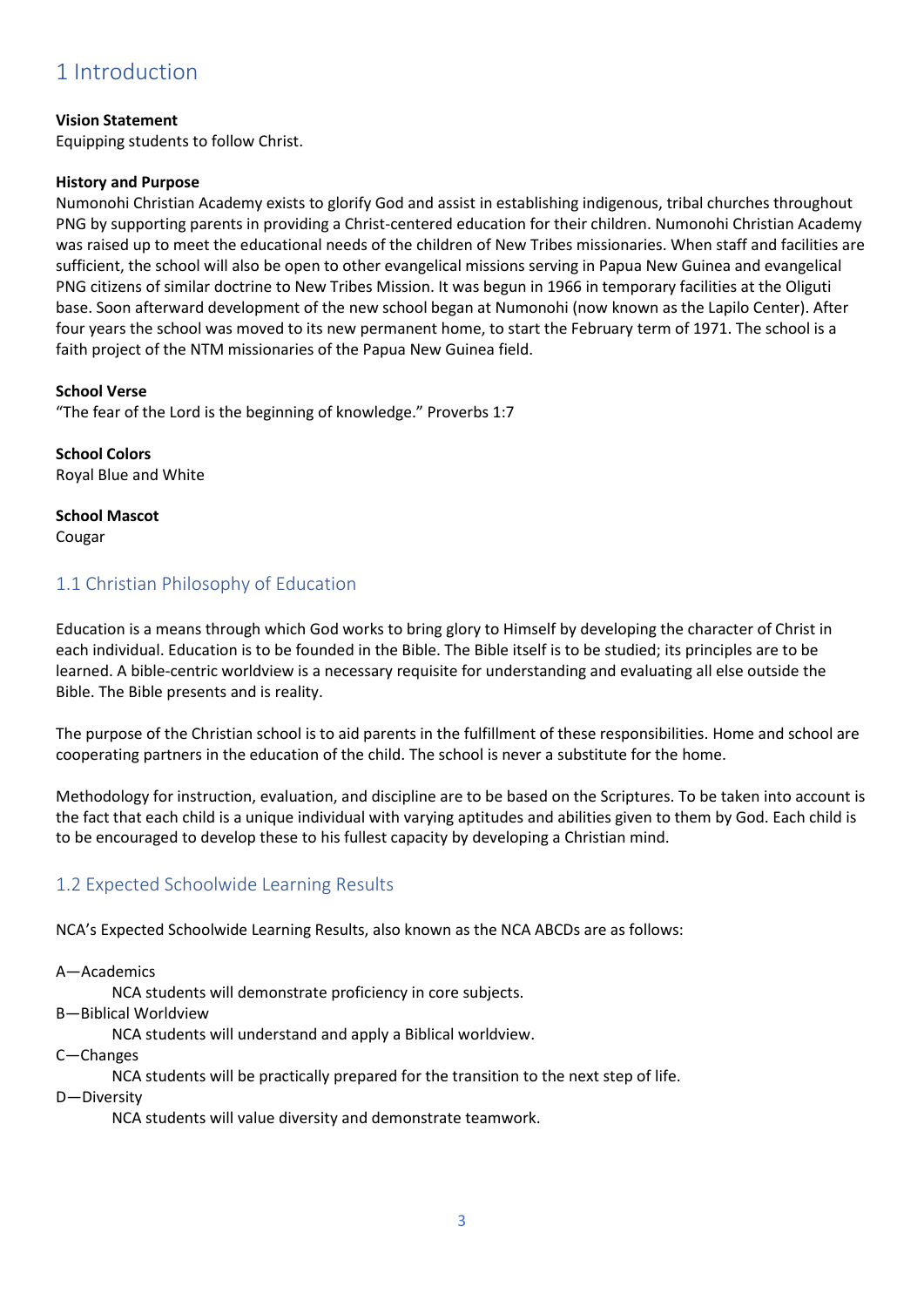# 1 Introduction

**Vision Statement**
Equipping students to follow Christ.

**History and Purpose**
Numonohi Christian Academy exists to glorify God and assist in establishing indigenous, tribal churches throughout PNG by supporting parents in providing a Christ-centered education for their children. Numonohi Christian Academy was raised up to meet the educational needs of the children of New Tribes missionaries. When staff and facilities are sufficient, the school will also be open to other evangelical missions serving in Papua New Guinea and evangelical PNG citizens of similar doctrine to New Tribes Mission. It was begun in 1966 in temporary facilities at the Oliguti base. Soon afterward development of the new school began at Numonohi (now known as the Lapilo Center). After four years the school was moved to its new permanent home, to start the February term of 1971. The school is a faith project of the NTM missionaries of the Papua New Guinea field.

**School Verse**
"The fear of the Lord is the beginning of knowledge." Proverbs 1:7

**School Colors**
Royal Blue and White

**School Mascot**
Cougar

## 1.1 Christian Philosophy of Education

Education is a means through which God works to bring glory to Himself by developing the character of Christ in each individual. Education is to be founded in the Bible. The Bible itself is to be studied; its principles are to be learned. A bible-centric worldview is a necessary requisite for understanding and evaluating all else outside the Bible. The Bible presents and is reality.

The purpose of the Christian school is to aid parents in the fulfillment of these responsibilities. Home and school are cooperating partners in the education of the child. The school is never a substitute for the home.

Methodology for instruction, evaluation, and discipline are to be based on the Scriptures. To be taken into account is the fact that each child is a unique individual with varying aptitudes and abilities given to them by God. Each child is to be encouraged to develop these to his fullest capacity by developing a Christian mind.

## 1.2 Expected Schoolwide Learning Results

NCA's Expected Schoolwide Learning Results, also known as the NCA ABCDs are as follows:

A—Academics
  NCA students will demonstrate proficiency in core subjects.
B—Biblical Worldview
  NCA students will understand and apply a Biblical worldview.
C—Changes
  NCA students will be practically prepared for the transition to the next step of life.
D—Diversity
  NCA students will value diversity and demonstrate teamwork.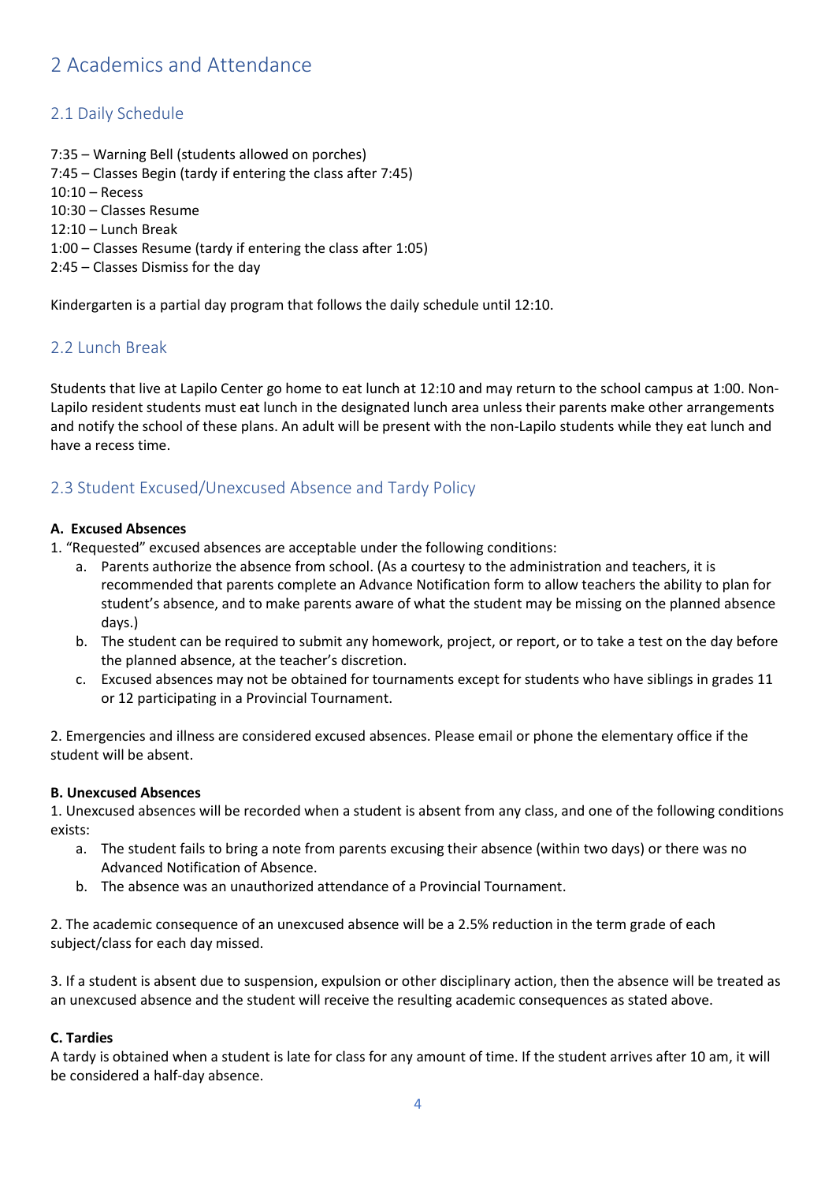# 2 Academics and Attendance

## 2.1 Daily Schedule

7:35 – Warning Bell (students allowed on porches)
7:45 – Classes Begin (tardy if entering the class after 7:45)
10:10 – Recess
10:30 – Classes Resume
12:10 – Lunch Break
1:00 – Classes Resume (tardy if entering the class after 1:05)
2:45 – Classes Dismiss for the day

Kindergarten is a partial day program that follows the daily schedule until 12:10.

## 2.2 Lunch Break

Students that live at Lapilo Center go home to eat lunch at 12:10 and may return to the school campus at 1:00. Non-Lapilo resident students must eat lunch in the designated lunch area unless their parents make other arrangements and notify the school of these plans. An adult will be present with the non-Lapilo students while they eat lunch and have a recess time.

## 2.3 Student Excused/Unexcused Absence and Tardy Policy

**A. Excused Absences**

1. "Requested" excused absences are acceptable under the following conditions:
   a. Parents authorize the absence from school. (As a courtesy to the administration and teachers, it is recommended that parents complete an Advance Notification form to allow teachers the ability to plan for student's absence, and to make parents aware of what the student may be missing on the planned absence days.)
   b. The student can be required to submit any homework, project, or report, or to take a test on the day before the planned absence, at the teacher's discretion.
   c. Excused absences may not be obtained for tournaments except for students who have siblings in grades 11 or 12 participating in a Provincial Tournament.

2. Emergencies and illness are considered excused absences. Please email or phone the elementary office if the student will be absent.

**B. Unexcused Absences**

1. Unexcused absences will be recorded when a student is absent from any class, and one of the following conditions exists:
   a. The student fails to bring a note from parents excusing their absence (within two days) or there was no Advanced Notification of Absence.
   b. The absence was an unauthorized attendance of a Provincial Tournament.

2. The academic consequence of an unexcused absence will be a 2.5% reduction in the term grade of each subject/class for each day missed.

3. If a student is absent due to suspension, expulsion or other disciplinary action, then the absence will be treated as an unexcused absence and the student will receive the resulting academic consequences as stated above.

**C. Tardies**

A tardy is obtained when a student is late for class for any amount of time. If the student arrives after 10 am, it will be considered a half-day absence.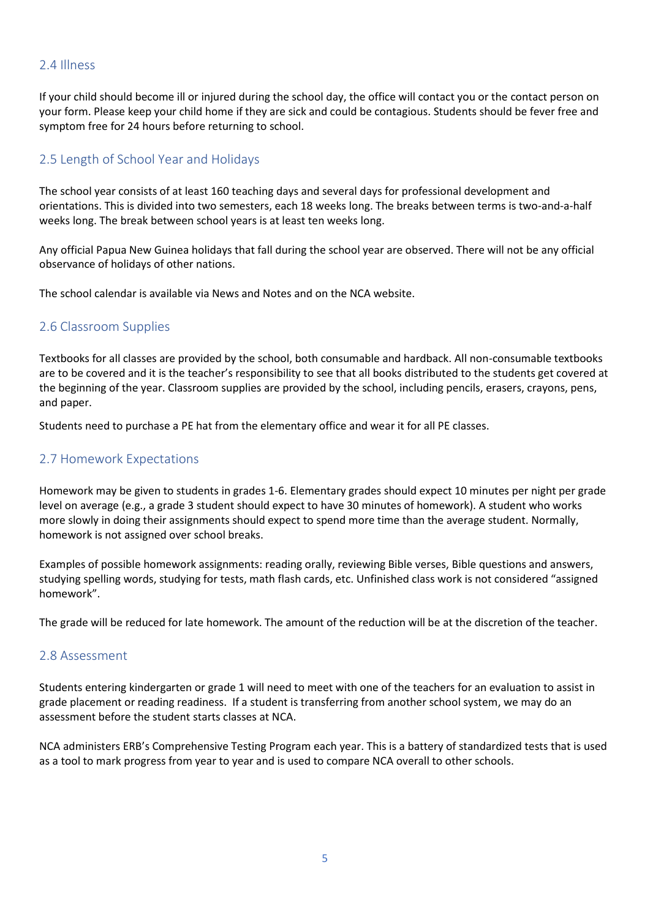## 2.4 Illness

If your child should become ill or injured during the school day, the office will contact you or the contact person on your form. Please keep your child home if they are sick and could be contagious. Students should be fever free and symptom free for 24 hours before returning to school.

## 2.5 Length of School Year and Holidays

The school year consists of at least 160 teaching days and several days for professional development and orientations. This is divided into two semesters, each 18 weeks long. The breaks between terms is two-and-a-half weeks long. The break between school years is at least ten weeks long.

Any official Papua New Guinea holidays that fall during the school year are observed. There will not be any official observance of holidays of other nations.

The school calendar is available via News and Notes and on the NCA website.

## 2.6 Classroom Supplies

Textbooks for all classes are provided by the school, both consumable and hardback. All non-consumable textbooks are to be covered and it is the teacher's responsibility to see that all books distributed to the students get covered at the beginning of the year. Classroom supplies are provided by the school, including pencils, erasers, crayons, pens, and paper.

Students need to purchase a PE hat from the elementary office and wear it for all PE classes.

## 2.7 Homework Expectations

Homework may be given to students in grades 1-6. Elementary grades should expect 10 minutes per night per grade level on average (e.g., a grade 3 student should expect to have 30 minutes of homework). A student who works more slowly in doing their assignments should expect to spend more time than the average student. Normally, homework is not assigned over school breaks.

Examples of possible homework assignments: reading orally, reviewing Bible verses, Bible questions and answers, studying spelling words, studying for tests, math flash cards, etc. Unfinished class work is not considered "assigned homework".

The grade will be reduced for late homework. The amount of the reduction will be at the discretion of the teacher.

## 2.8 Assessment

Students entering kindergarten or grade 1 will need to meet with one of the teachers for an evaluation to assist in grade placement or reading readiness. If a student is transferring from another school system, we may do an assessment before the student starts classes at NCA.

NCA administers ERB's Comprehensive Testing Program each year. This is a battery of standardized tests that is used as a tool to mark progress from year to year and is used to compare NCA overall to other schools.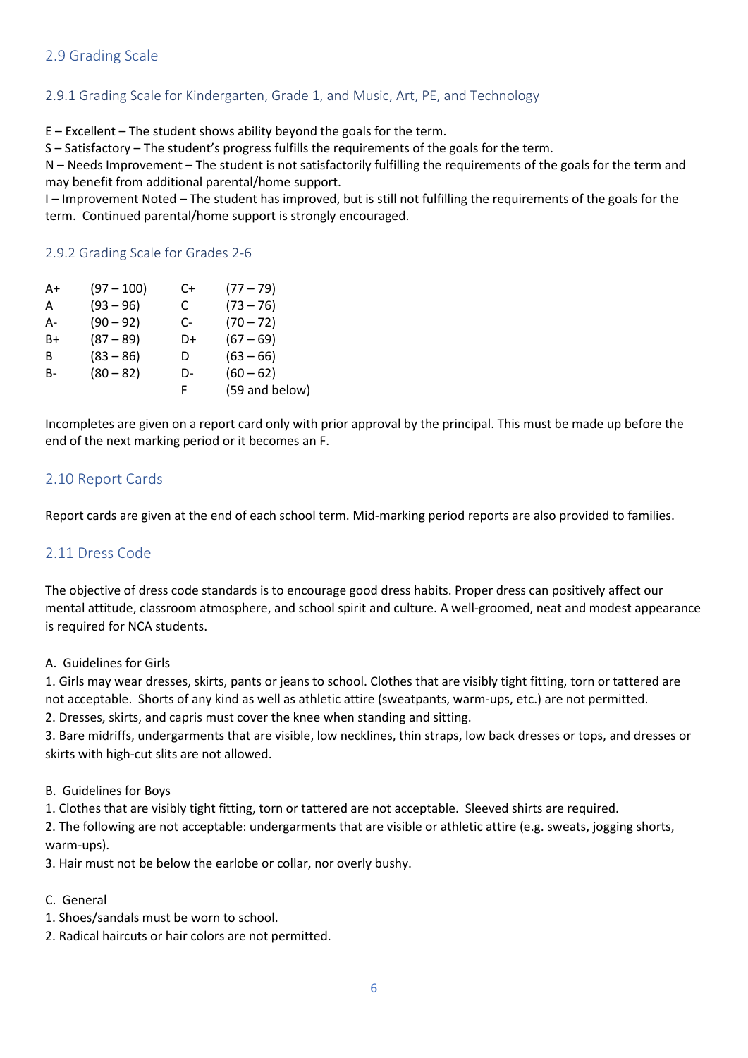## 2.9 Grading Scale

### 2.9.1 Grading Scale for Kindergarten, Grade 1, and Music, Art, PE, and Technology

E – Excellent – The student shows ability beyond the goals for the term.
S – Satisfactory – The student's progress fulfills the requirements of the goals for the term.
N – Needs Improvement – The student is not satisfactorily fulfilling the requirements of the goals for the term and may benefit from additional parental/home support.
I – Improvement Noted – The student has improved, but is still not fulfilling the requirements of the goals for the term. Continued parental/home support is strongly encouraged.

### 2.9.2 Grading Scale for Grades 2-6

| | | | |
|---|---|---|---|
| A+ | (97 – 100) | C+ | (77 – 79) |
| A | (93 – 96) | C | (73 – 76) |
| A- | (90 – 92) | C- | (70 – 72) |
| B+ | (87 – 89) | D+ | (67 – 69) |
| B | (83 – 86) | D | (63 – 66) |
| B- | (80 – 82) | D- | (60 – 62) |
| | | F | (59 and below) |

Incompletes are given on a report card only with prior approval by the principal. This must be made up before the end of the next marking period or it becomes an F.

## 2.10 Report Cards

Report cards are given at the end of each school term. Mid-marking period reports are also provided to families.

## 2.11 Dress Code

The objective of dress code standards is to encourage good dress habits. Proper dress can positively affect our mental attitude, classroom atmosphere, and school spirit and culture. A well-groomed, neat and modest appearance is required for NCA students.

A. Guidelines for Girls

1. Girls may wear dresses, skirts, pants or jeans to school. Clothes that are visibly tight fitting, torn or tattered are not acceptable. Shorts of any kind as well as athletic attire (sweatpants, warm-ups, etc.) are not permitted.
2. Dresses, skirts, and capris must cover the knee when standing and sitting.
3. Bare midriffs, undergarments that are visible, low necklines, thin straps, low back dresses or tops, and dresses or skirts with high-cut slits are not allowed.

B. Guidelines for Boys

1. Clothes that are visibly tight fitting, torn or tattered are not acceptable. Sleeved shirts are required.
2. The following are not acceptable: undergarments that are visible or athletic attire (e.g. sweats, jogging shorts, warm-ups).
3. Hair must not be below the earlobe or collar, nor overly bushy.

C. General

1. Shoes/sandals must be worn to school.
2. Radical haircuts or hair colors are not permitted.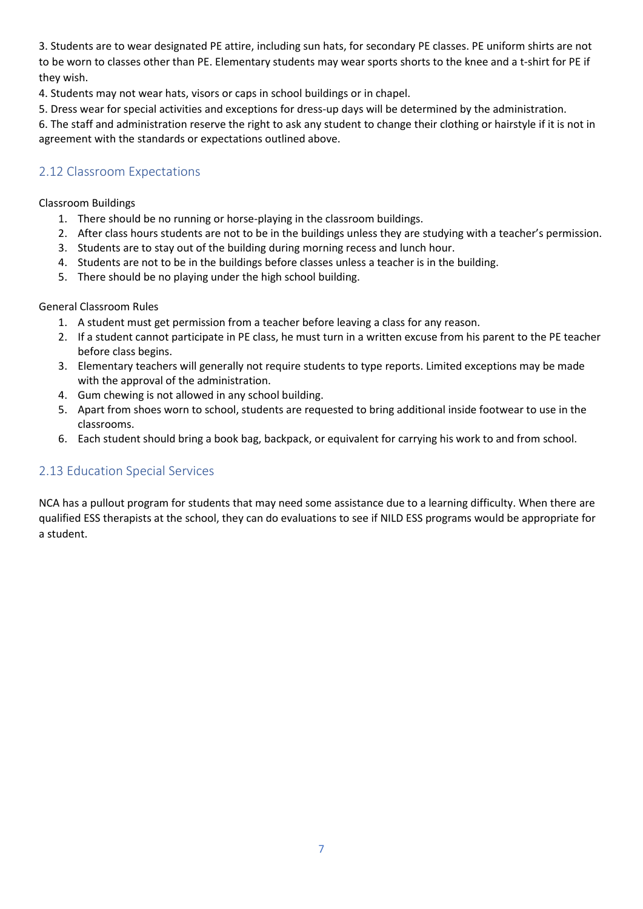3. Students are to wear designated PE attire, including sun hats, for secondary PE classes. PE uniform shirts are not to be worn to classes other than PE. Elementary students may wear sports shorts to the knee and a t-shirt for PE if they wish.

4. Students may not wear hats, visors or caps in school buildings or in chapel.

5. Dress wear for special activities and exceptions for dress-up days will be determined by the administration.

6. The staff and administration reserve the right to ask any student to change their clothing or hairstyle if it is not in agreement with the standards or expectations outlined above.

## 2.12 Classroom Expectations

Classroom Buildings

1. There should be no running or horse-playing in the classroom buildings.
2. After class hours students are not to be in the buildings unless they are studying with a teacher's permission.
3. Students are to stay out of the building during morning recess and lunch hour.
4. Students are not to be in the buildings before classes unless a teacher is in the building.
5. There should be no playing under the high school building.

General Classroom Rules

1. A student must get permission from a teacher before leaving a class for any reason.
2. If a student cannot participate in PE class, he must turn in a written excuse from his parent to the PE teacher before class begins.
3. Elementary teachers will generally not require students to type reports. Limited exceptions may be made with the approval of the administration.
4. Gum chewing is not allowed in any school building.
5. Apart from shoes worn to school, students are requested to bring additional inside footwear to use in the classrooms.
6. Each student should bring a book bag, backpack, or equivalent for carrying his work to and from school.

## 2.13 Education Special Services

NCA has a pullout program for students that may need some assistance due to a learning difficulty. When there are qualified ESS therapists at the school, they can do evaluations to see if NILD ESS programs would be appropriate for a student.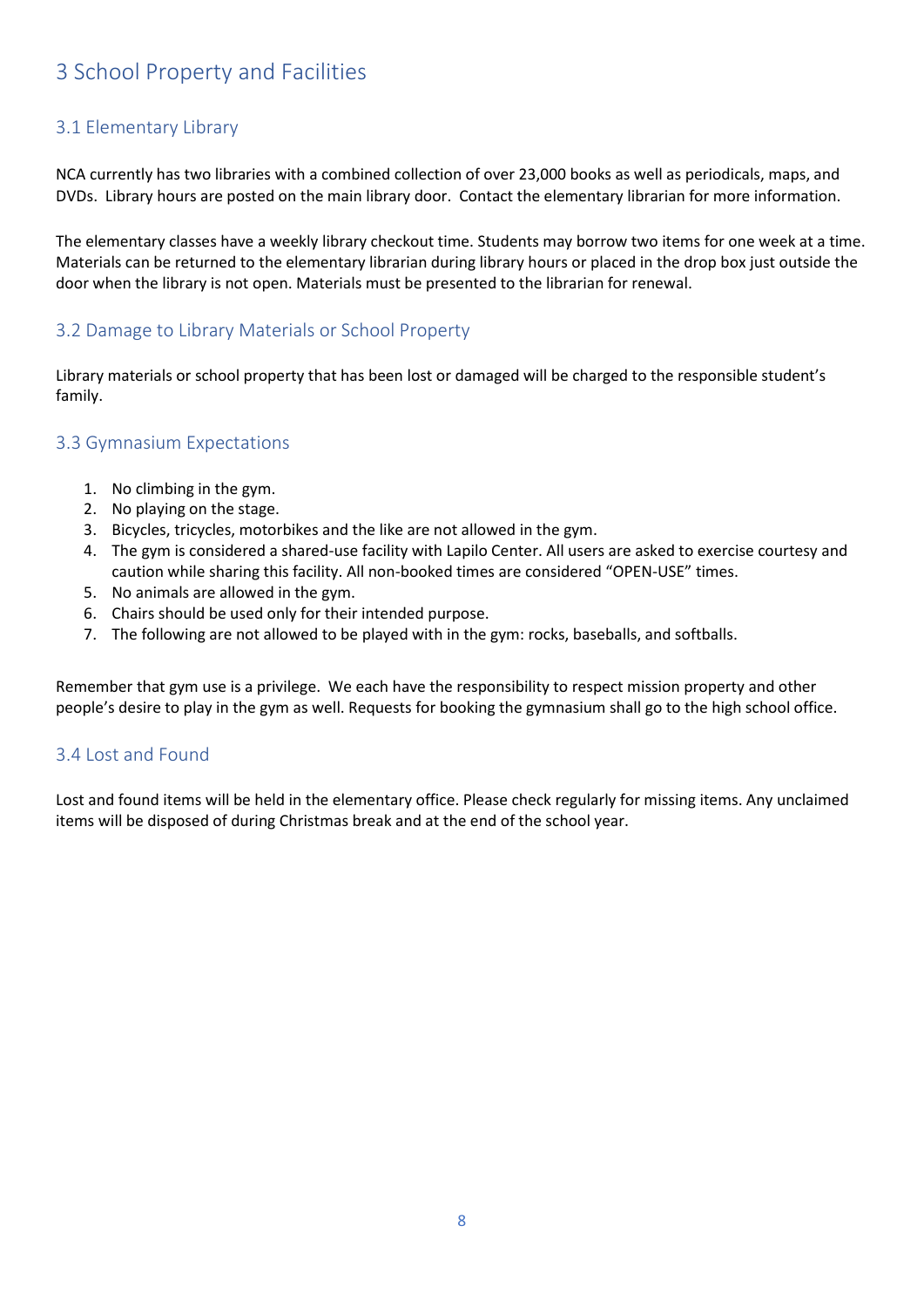# 3 School Property and Facilities

## 3.1 Elementary Library

NCA currently has two libraries with a combined collection of over 23,000 books as well as periodicals, maps, and DVDs. Library hours are posted on the main library door. Contact the elementary librarian for more information.

The elementary classes have a weekly library checkout time. Students may borrow two items for one week at a time. Materials can be returned to the elementary librarian during library hours or placed in the drop box just outside the door when the library is not open. Materials must be presented to the librarian for renewal.

## 3.2 Damage to Library Materials or School Property

Library materials or school property that has been lost or damaged will be charged to the responsible student's family.

## 3.3 Gymnasium Expectations

1. No climbing in the gym.
2. No playing on the stage.
3. Bicycles, tricycles, motorbikes and the like are not allowed in the gym.
4. The gym is considered a shared-use facility with Lapilo Center. All users are asked to exercise courtesy and caution while sharing this facility. All non-booked times are considered "OPEN-USE" times.
5. No animals are allowed in the gym.
6. Chairs should be used only for their intended purpose.
7. The following are not allowed to be played with in the gym: rocks, baseballs, and softballs.

Remember that gym use is a privilege. We each have the responsibility to respect mission property and other people's desire to play in the gym as well. Requests for booking the gymnasium shall go to the high school office.

## 3.4 Lost and Found

Lost and found items will be held in the elementary office. Please check regularly for missing items. Any unclaimed items will be disposed of during Christmas break and at the end of the school year.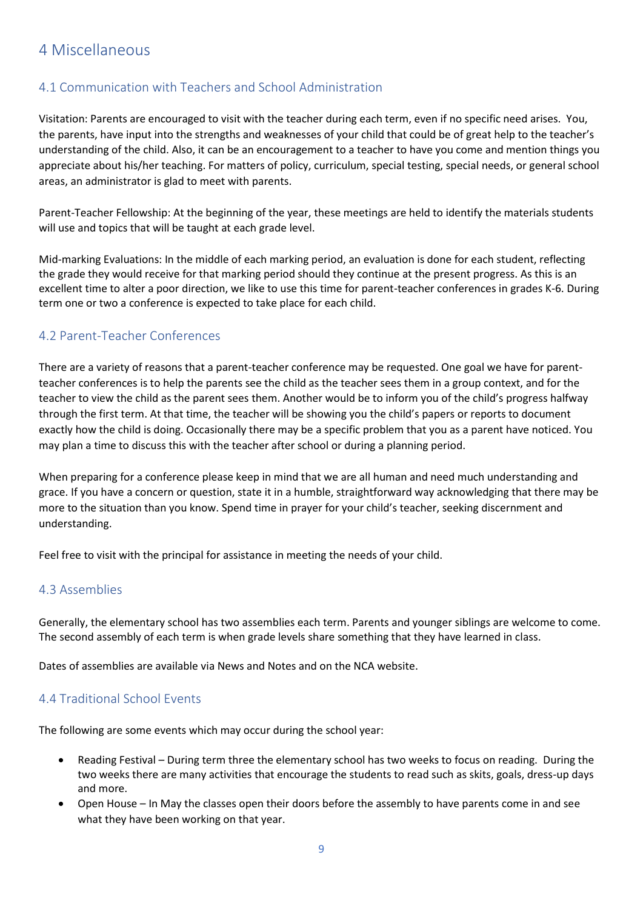# 4 Miscellaneous

## 4.1 Communication with Teachers and School Administration

Visitation: Parents are encouraged to visit with the teacher during each term, even if no specific need arises. You, the parents, have input into the strengths and weaknesses of your child that could be of great help to the teacher's understanding of the child. Also, it can be an encouragement to a teacher to have you come and mention things you appreciate about his/her teaching. For matters of policy, curriculum, special testing, special needs, or general school areas, an administrator is glad to meet with parents.

Parent-Teacher Fellowship: At the beginning of the year, these meetings are held to identify the materials students will use and topics that will be taught at each grade level.

Mid-marking Evaluations: In the middle of each marking period, an evaluation is done for each student, reflecting the grade they would receive for that marking period should they continue at the present progress. As this is an excellent time to alter a poor direction, we like to use this time for parent-teacher conferences in grades K-6. During term one or two a conference is expected to take place for each child.

## 4.2 Parent-Teacher Conferences

There are a variety of reasons that a parent-teacher conference may be requested. One goal we have for parent-teacher conferences is to help the parents see the child as the teacher sees them in a group context, and for the teacher to view the child as the parent sees them. Another would be to inform you of the child's progress halfway through the first term. At that time, the teacher will be showing you the child's papers or reports to document exactly how the child is doing. Occasionally there may be a specific problem that you as a parent have noticed. You may plan a time to discuss this with the teacher after school or during a planning period.

When preparing for a conference please keep in mind that we are all human and need much understanding and grace. If you have a concern or question, state it in a humble, straightforward way acknowledging that there may be more to the situation than you know. Spend time in prayer for your child's teacher, seeking discernment and understanding.

Feel free to visit with the principal for assistance in meeting the needs of your child.

## 4.3 Assemblies

Generally, the elementary school has two assemblies each term. Parents and younger siblings are welcome to come. The second assembly of each term is when grade levels share something that they have learned in class.

Dates of assemblies are available via News and Notes and on the NCA website.

## 4.4 Traditional School Events

The following are some events which may occur during the school year:

- Reading Festival – During term three the elementary school has two weeks to focus on reading. During the two weeks there are many activities that encourage the students to read such as skits, goals, dress-up days and more.
- Open House – In May the classes open their doors before the assembly to have parents come in and see what they have been working on that year.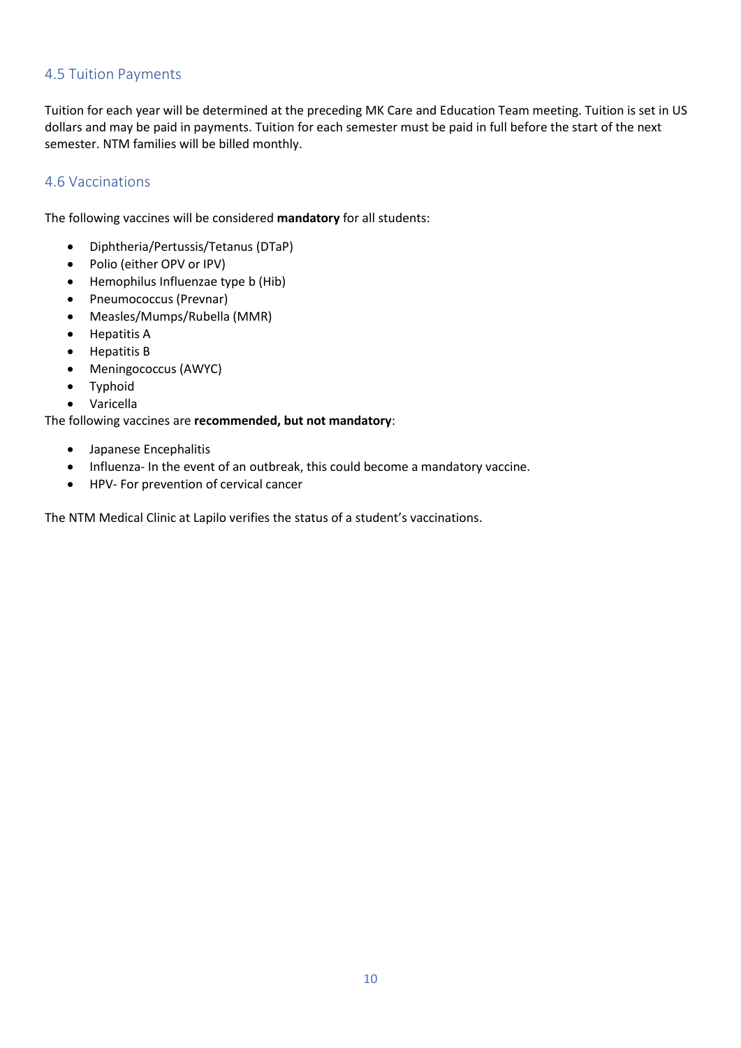## 4.5 Tuition Payments

Tuition for each year will be determined at the preceding MK Care and Education Team meeting. Tuition is set in US dollars and may be paid in payments. Tuition for each semester must be paid in full before the start of the next semester. NTM families will be billed monthly.

## 4.6 Vaccinations

The following vaccines will be considered **mandatory** for all students:

- Diphtheria/Pertussis/Tetanus (DTaP)
- Polio (either OPV or IPV)
- Hemophilus Influenzae type b (Hib)
- Pneumococcus (Prevnar)
- Measles/Mumps/Rubella (MMR)
- Hepatitis A
- Hepatitis B
- Meningococcus (AWYC)
- Typhoid
- Varicella

The following vaccines are **recommended, but not mandatory**:

- Japanese Encephalitis
- Influenza- In the event of an outbreak, this could become a mandatory vaccine.
- HPV- For prevention of cervical cancer

The NTM Medical Clinic at Lapilo verifies the status of a student's vaccinations.